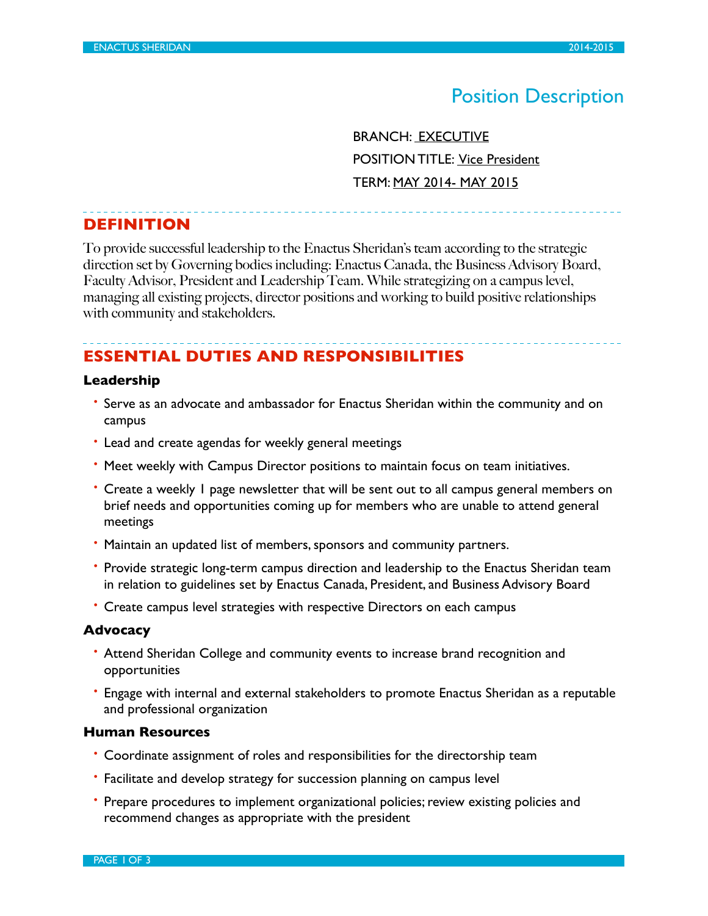# Position Description

BRANCH: EXECUTIVE

POSITION TITLE: Vice President

TERM: MAY 2014- MAY 2015

## DEFINITION

To provide successful leadership to the Enactus Sheridan's team according to the strategic direction set by Governing bodies including: Enactus Canada, the Business Advisory Board, Faculty Advisor, President and Leadership Team. While strategizing on a campus level, managing all existing projects, director positions and working to build positive relationships with community and stakeholders.

## ESSENTIAL DUTIES AND RESPONSIBILITIES

### Leadership

- Serve as an advocate and ambassador for Enactus Sheridan within the community and on campus
- Lead and create agendas for weekly general meetings
- Meet weekly with Campus Director positions to maintain focus on team initiatives.
- Create a weekly 1 page newsletter that will be sent out to all campus general members on brief needs and opportunities coming up for members who are unable to attend general meetings
- Maintain an updated list of members, sponsors and community partners.
- Provide strategic long-term campus direction and leadership to the Enactus Sheridan team in relation to guidelines set by Enactus Canada, President, and Business Advisory Board
- Create campus level strategies with respective Directors on each campus

### Advocacy

- Attend Sheridan College and community events to increase brand recognition and opportunities
- Engage with internal and external stakeholders to promote Enactus Sheridan as a reputable and professional organization

### Human Resources

- Coordinate assignment of roles and responsibilities for the directorship team
- Facilitate and develop strategy for succession planning on campus level
- Prepare procedures to implement organizational policies; review existing policies and recommend changes as appropriate with the president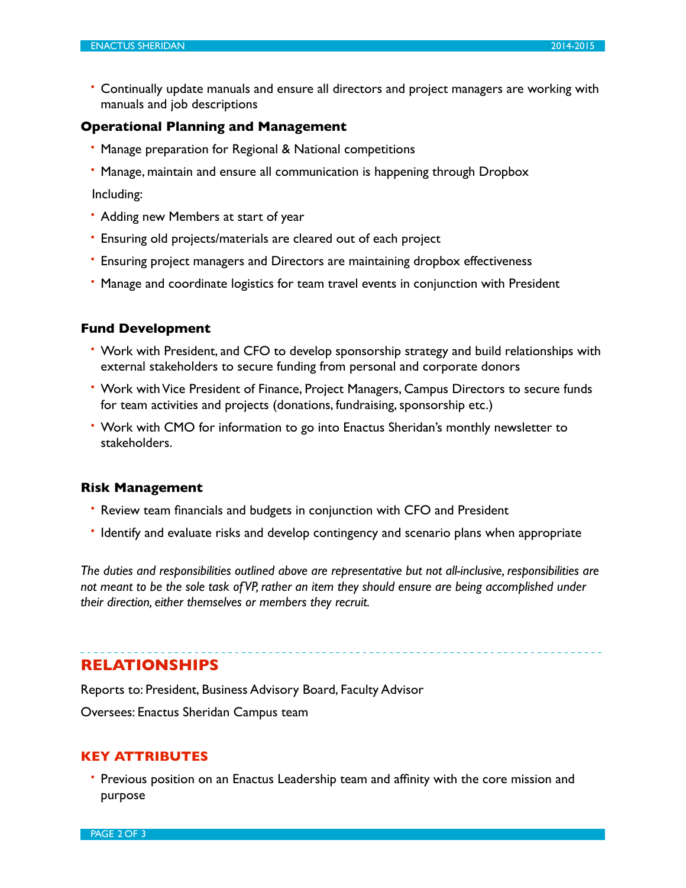- Continually update manuals and ensure all directors and project managers are working with manuals and job descriptions

### Operational Planning and Management

- Manage preparation for Regional & National competitions
- Manage, maintain and ensure all communication is happening through Dropbox

Including:

- Adding new Members at start of year
- Ensuring old projects/materials are cleared out of each project
- Ensuring project managers and Directors are maintaining dropbox effectiveness
- Manage and coordinate logistics for team travel events in conjunction with President

### Fund Development

- Work with President, and CFO to develop sponsorship strategy and build relationships with external stakeholders to secure funding from personal and corporate donors
- Work with Vice President of Finance, Project Managers, Campus Directors to secure funds for team activities and projects (donations, fundraising, sponsorship etc.)
- Work with CMO for information to go into Enactus Sheridan's monthly newsletter to stakeholders.

### Risk Management

- Review team financials and budgets in conjunction with CFO and President
- Identify and evaluate risks and develop contingency and scenario plans when appropriate

*The duties and responsibilities outlined above are representative but not all-inclusive, responsibilities are not meant to be the sole task of VP, rather an item they should ensure are being accomplished under their direction, either themselves or members they recruit.*

## RELATIONSHIPS

Reports to: President, Business Advisory Board, Faculty Advisor

Oversees: Enactus Sheridan Campus team

## KEY ATTRIBUTES

- Previous position on an Enactus Leadership team and affinity with the core mission and purpose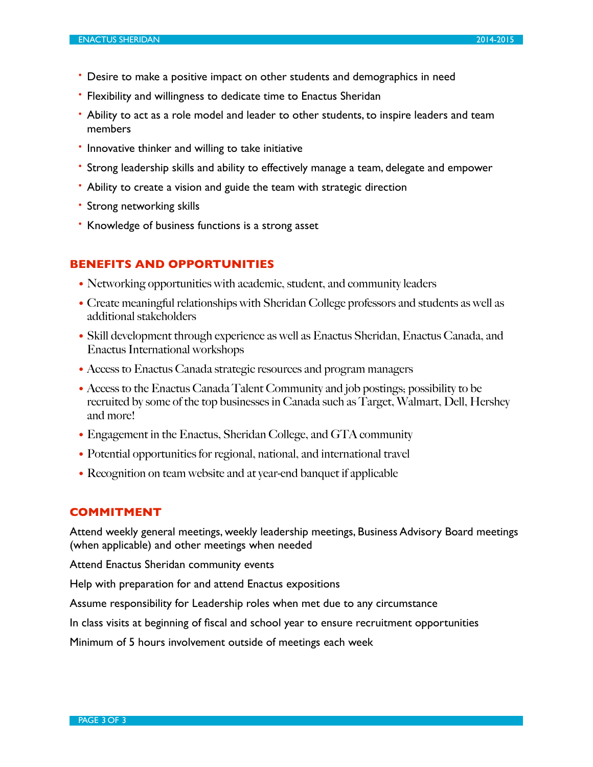- Desire to make a positive impact on other students and demographics in need
- Flexibility and willingness to dedicate time to Enactus Sheridan
- Ability to act as a role model and leader to other students, to inspire leaders and team members
- Innovative thinker and willing to take initiative
- Strong leadership skills and ability to effectively manage a team, delegate and empower
- Ability to create a vision and guide the team with strategic direction
- Strong networking skills
- Knowledge of business functions is a strong asset

## BENEFITS AND OPPORTUNITIES

- Networking opportunities with academic, student, and community leaders
- Create meaningful relationships with Sheridan College professors and students as well as additional stakeholders
- Skill development through experience as well as Enactus Sheridan, Enactus Canada, and Enactus International workshops
- Access to Enactus Canada strategic resources and program managers
- Access to the Enactus Canada Talent Community and job postings; possibility to be recruited by some of the top businesses in Canada such as Target, Walmart, Dell, Hershey and more!
- Engagement in the Enactus, Sheridan College, and GTA community
- Potential opportunities for regional, national, and international travel
- Recognition on team website and at year-end banquet if applicable

## COMMITMENT

Attend weekly general meetings, weekly leadership meetings, Business Advisory Board meetings (when applicable) and other meetings when needed

Attend Enactus Sheridan community events

Help with preparation for and attend Enactus expositions

Assume responsibility for Leadership roles when met due to any circumstance

In class visits at beginning of fiscal and school year to ensure recruitment opportunities

Minimum of 5 hours involvement outside of meetings each week